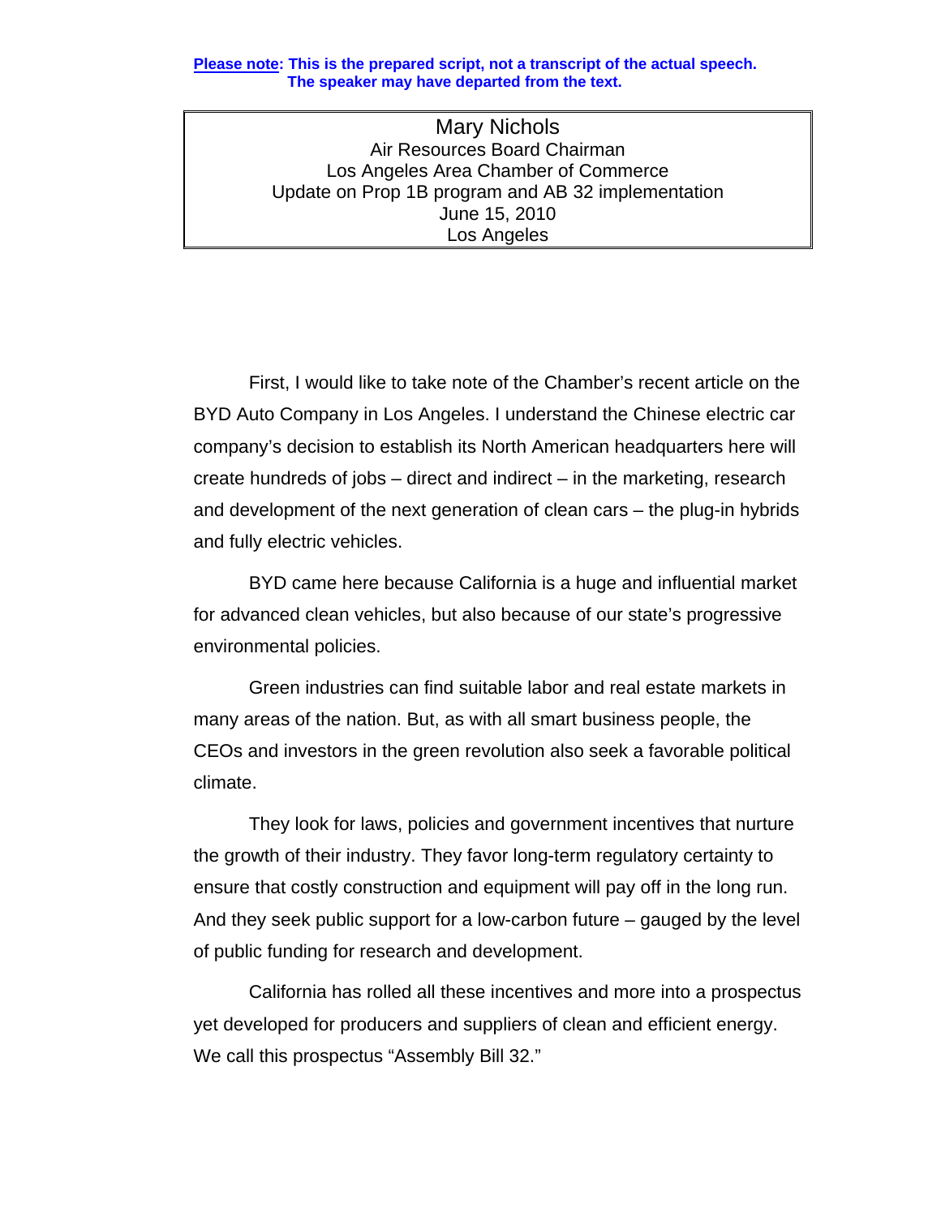**Please note: This is the prepared script, not a transcript of the actual speech. The speaker may have departed from the text.**

Mary Nichols
Air Resources Board Chairman
Los Angeles Area Chamber of Commerce
Update on Prop 1B program and AB 32 implementation
June 15, 2010
Los Angeles

First, I would like to take note of the Chamber's recent article on the BYD Auto Company in Los Angeles. I understand the Chinese electric car company's decision to establish its North American headquarters here will create hundreds of jobs – direct and indirect – in the marketing, research and development of the next generation of clean cars – the plug-in hybrids and fully electric vehicles.

BYD came here because California is a huge and influential market for advanced clean vehicles, but also because of our state's progressive environmental policies.

Green industries can find suitable labor and real estate markets in many areas of the nation. But, as with all smart business people, the CEOs and investors in the green revolution also seek a favorable political climate.

They look for laws, policies and government incentives that nurture the growth of their industry. They favor long-term regulatory certainty to ensure that costly construction and equipment will pay off in the long run. And they seek public support for a low-carbon future – gauged by the level of public funding for research and development.

California has rolled all these incentives and more into a prospectus yet developed for producers and suppliers of clean and efficient energy. We call this prospectus "Assembly Bill 32."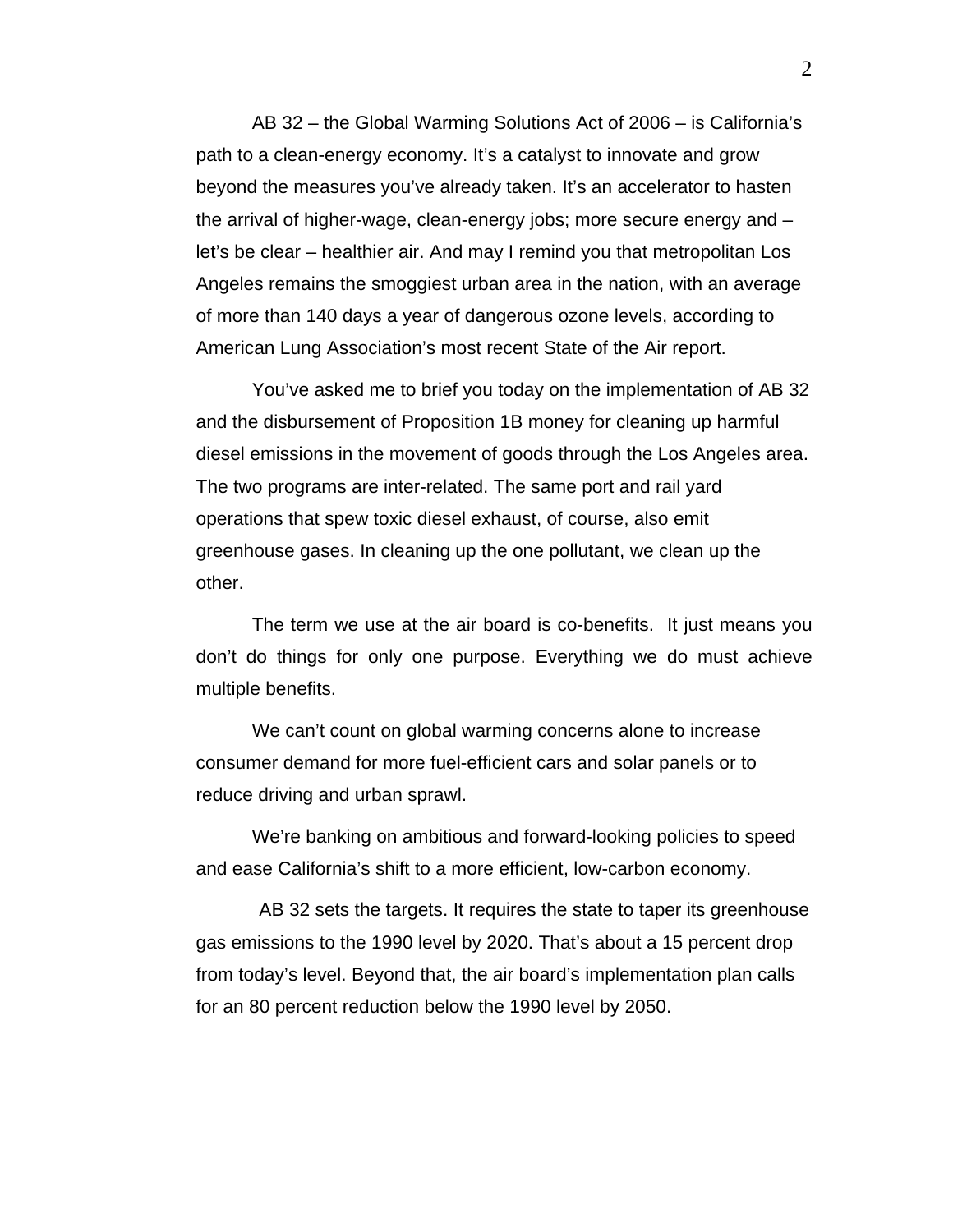AB 32 – the Global Warming Solutions Act of 2006 – is California's path to a clean-energy economy. It's a catalyst to innovate and grow beyond the measures you've already taken. It's an accelerator to hasten the arrival of higher-wage, clean-energy jobs; more secure energy and – let's be clear – healthier air. And may I remind you that metropolitan Los Angeles remains the smoggiest urban area in the nation, with an average of more than 140 days a year of dangerous ozone levels, according to American Lung Association's most recent State of the Air report.

You've asked me to brief you today on the implementation of AB 32 and the disbursement of Proposition 1B money for cleaning up harmful diesel emissions in the movement of goods through the Los Angeles area. The two programs are inter-related. The same port and rail yard operations that spew toxic diesel exhaust, of course, also emit greenhouse gases. In cleaning up the one pollutant, we clean up the other.

The term we use at the air board is co-benefits. It just means you don't do things for only one purpose. Everything we do must achieve multiple benefits.

We can't count on global warming concerns alone to increase consumer demand for more fuel-efficient cars and solar panels or to reduce driving and urban sprawl.

We're banking on ambitious and forward-looking policies to speed and ease California's shift to a more efficient, low-carbon economy.

AB 32 sets the targets. It requires the state to taper its greenhouse gas emissions to the 1990 level by 2020. That's about a 15 percent drop from today's level. Beyond that, the air board's implementation plan calls for an 80 percent reduction below the 1990 level by 2050.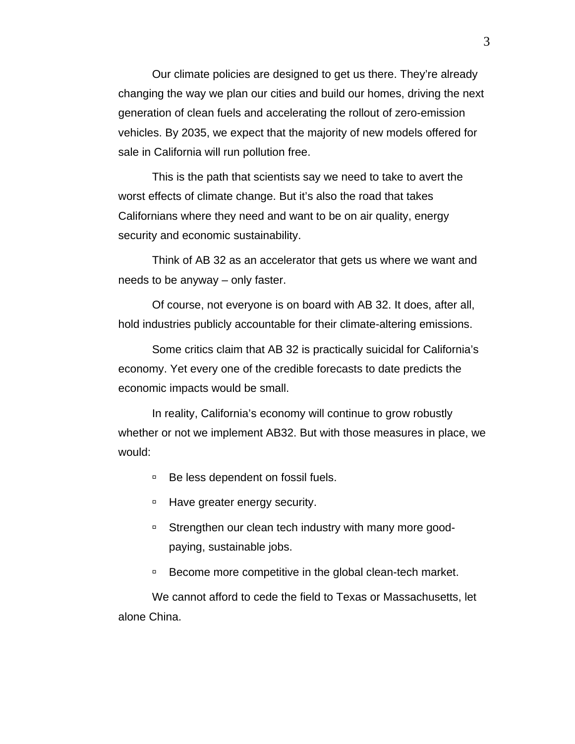Our climate policies are designed to get us there. They're already changing the way we plan our cities and build our homes, driving the next generation of clean fuels and accelerating the rollout of zero-emission vehicles. By 2035, we expect that the majority of new models offered for sale in California will run pollution free.

This is the path that scientists say we need to take to avert the worst effects of climate change. But it's also the road that takes Californians where they need and want to be on air quality, energy security and economic sustainability.

Think of AB 32 as an accelerator that gets us where we want and needs to be anyway – only faster.

Of course, not everyone is on board with AB 32. It does, after all, hold industries publicly accountable for their climate-altering emissions.

Some critics claim that AB 32 is practically suicidal for California's economy. Yet every one of the credible forecasts to date predicts the economic impacts would be small.

In reality, California's economy will continue to grow robustly whether or not we implement AB32. But with those measures in place, we would:

- Be less dependent on fossil fuels.
- Have greater energy security.
- Strengthen our clean tech industry with many more good-paying, sustainable jobs.
- Become more competitive in the global clean-tech market.

We cannot afford to cede the field to Texas or Massachusetts, let alone China.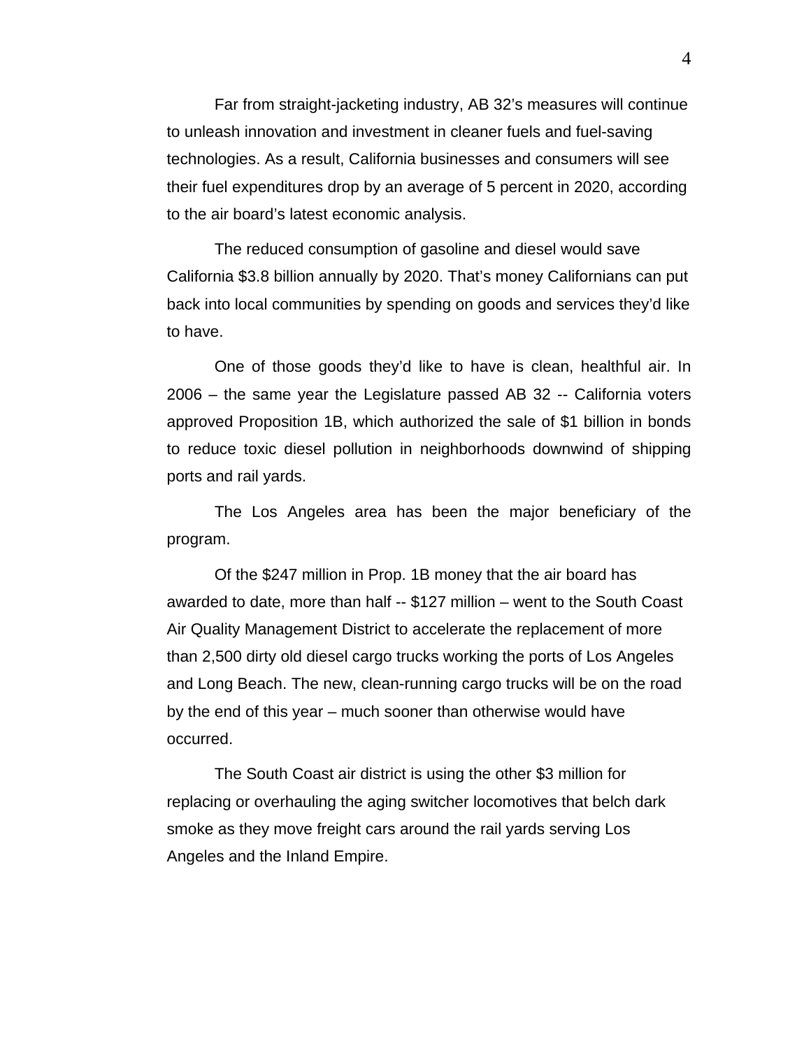Far from straight-jacketing industry, AB 32's measures will continue to unleash innovation and investment in cleaner fuels and fuel-saving technologies. As a result, California businesses and consumers will see their fuel expenditures drop by an average of 5 percent in 2020, according to the air board's latest economic analysis.

The reduced consumption of gasoline and diesel would save California $3.8 billion annually by 2020. That's money Californians can put back into local communities by spending on goods and services they'd like to have.

One of those goods they'd like to have is clean, healthful air. In 2006 – the same year the Legislature passed AB 32 -- California voters approved Proposition 1B, which authorized the sale of $1 billion in bonds to reduce toxic diesel pollution in neighborhoods downwind of shipping ports and rail yards.

The Los Angeles area has been the major beneficiary of the program.

Of the $247 million in Prop. 1B money that the air board has awarded to date, more than half -- $127 million – went to the South Coast Air Quality Management District to accelerate the replacement of more than 2,500 dirty old diesel cargo trucks working the ports of Los Angeles and Long Beach. The new, clean-running cargo trucks will be on the road by the end of this year – much sooner than otherwise would have occurred.

The South Coast air district is using the other $3 million for replacing or overhauling the aging switcher locomotives that belch dark smoke as they move freight cars around the rail yards serving Los Angeles and the Inland Empire.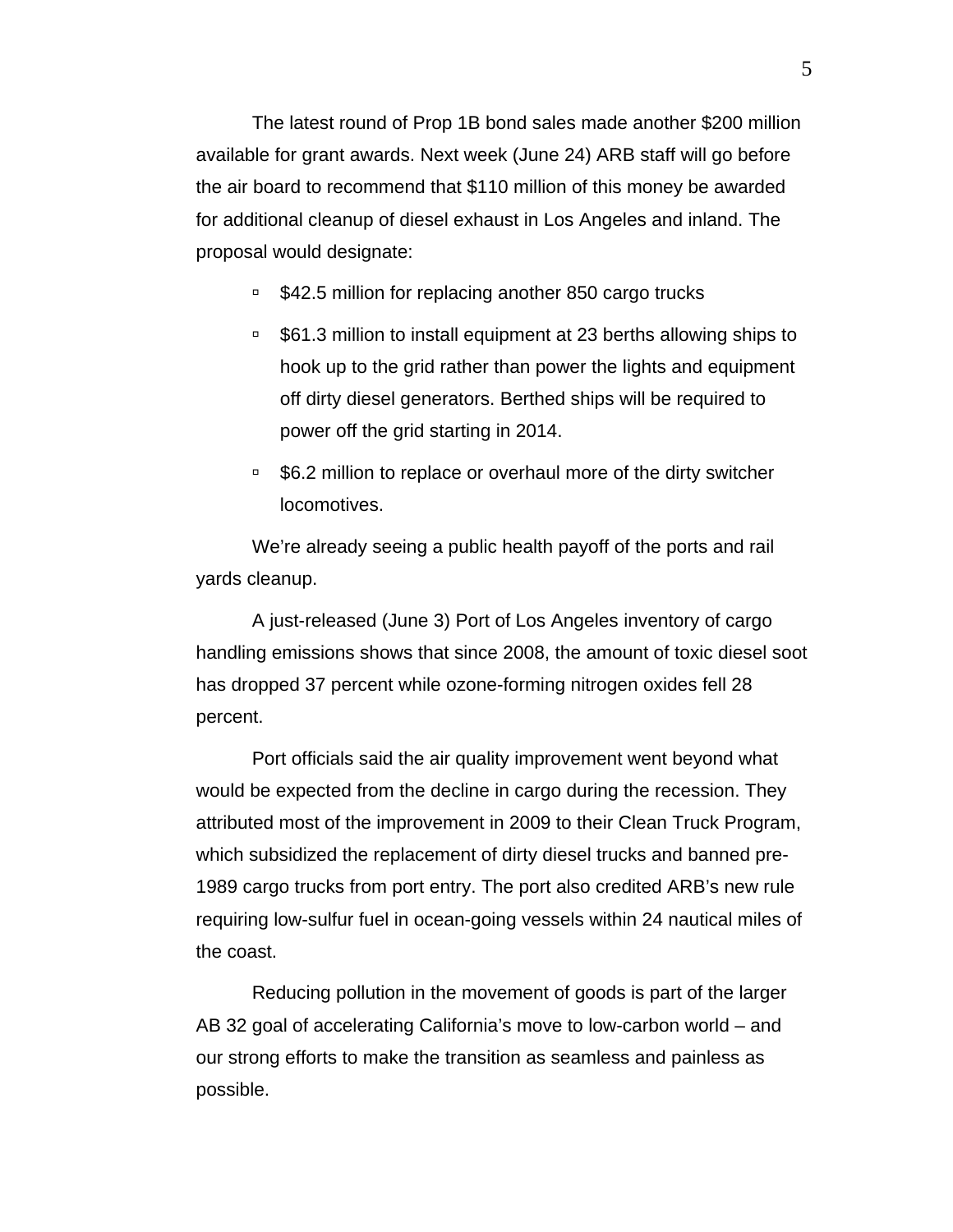The latest round of Prop 1B bond sales made another $200 million available for grant awards. Next week (June 24) ARB staff will go before the air board to recommend that $110 million of this money be awarded for additional cleanup of diesel exhaust in Los Angeles and inland. The proposal would designate:

- $42.5 million for replacing another 850 cargo trucks
- $61.3 million to install equipment at 23 berths allowing ships to hook up to the grid rather than power the lights and equipment off dirty diesel generators. Berthed ships will be required to power off the grid starting in 2014.
- $6.2 million to replace or overhaul more of the dirty switcher locomotives.

We're already seeing a public health payoff of the ports and rail yards cleanup.

A just-released (June 3) Port of Los Angeles inventory of cargo handling emissions shows that since 2008, the amount of toxic diesel soot has dropped 37 percent while ozone-forming nitrogen oxides fell 28 percent.

Port officials said the air quality improvement went beyond what would be expected from the decline in cargo during the recession. They attributed most of the improvement in 2009 to their Clean Truck Program, which subsidized the replacement of dirty diesel trucks and banned pre-1989 cargo trucks from port entry. The port also credited ARB's new rule requiring low-sulfur fuel in ocean-going vessels within 24 nautical miles of the coast.

Reducing pollution in the movement of goods is part of the larger AB 32 goal of accelerating California's move to low-carbon world – and our strong efforts to make the transition as seamless and painless as possible.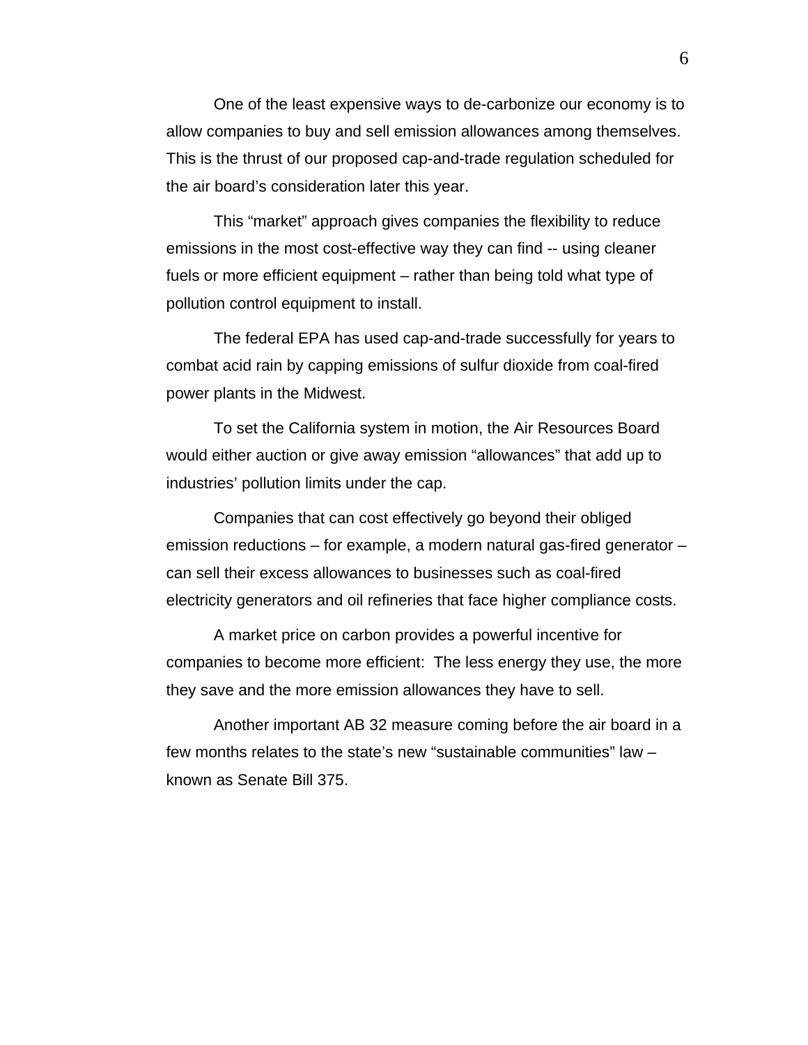One of the least expensive ways to de-carbonize our economy is to allow companies to buy and sell emission allowances among themselves. This is the thrust of our proposed cap-and-trade regulation scheduled for the air board's consideration later this year.

This "market" approach gives companies the flexibility to reduce emissions in the most cost-effective way they can find -- using cleaner fuels or more efficient equipment – rather than being told what type of pollution control equipment to install.

The federal EPA has used cap-and-trade successfully for years to combat acid rain by capping emissions of sulfur dioxide from coal-fired power plants in the Midwest.

To set the California system in motion, the Air Resources Board would either auction or give away emission "allowances" that add up to industries' pollution limits under the cap.

Companies that can cost effectively go beyond their obliged emission reductions – for example, a modern natural gas-fired generator – can sell their excess allowances to businesses such as coal-fired electricity generators and oil refineries that face higher compliance costs.

A market price on carbon provides a powerful incentive for companies to become more efficient: The less energy they use, the more they save and the more emission allowances they have to sell.

Another important AB 32 measure coming before the air board in a few months relates to the state's new "sustainable communities" law – known as Senate Bill 375.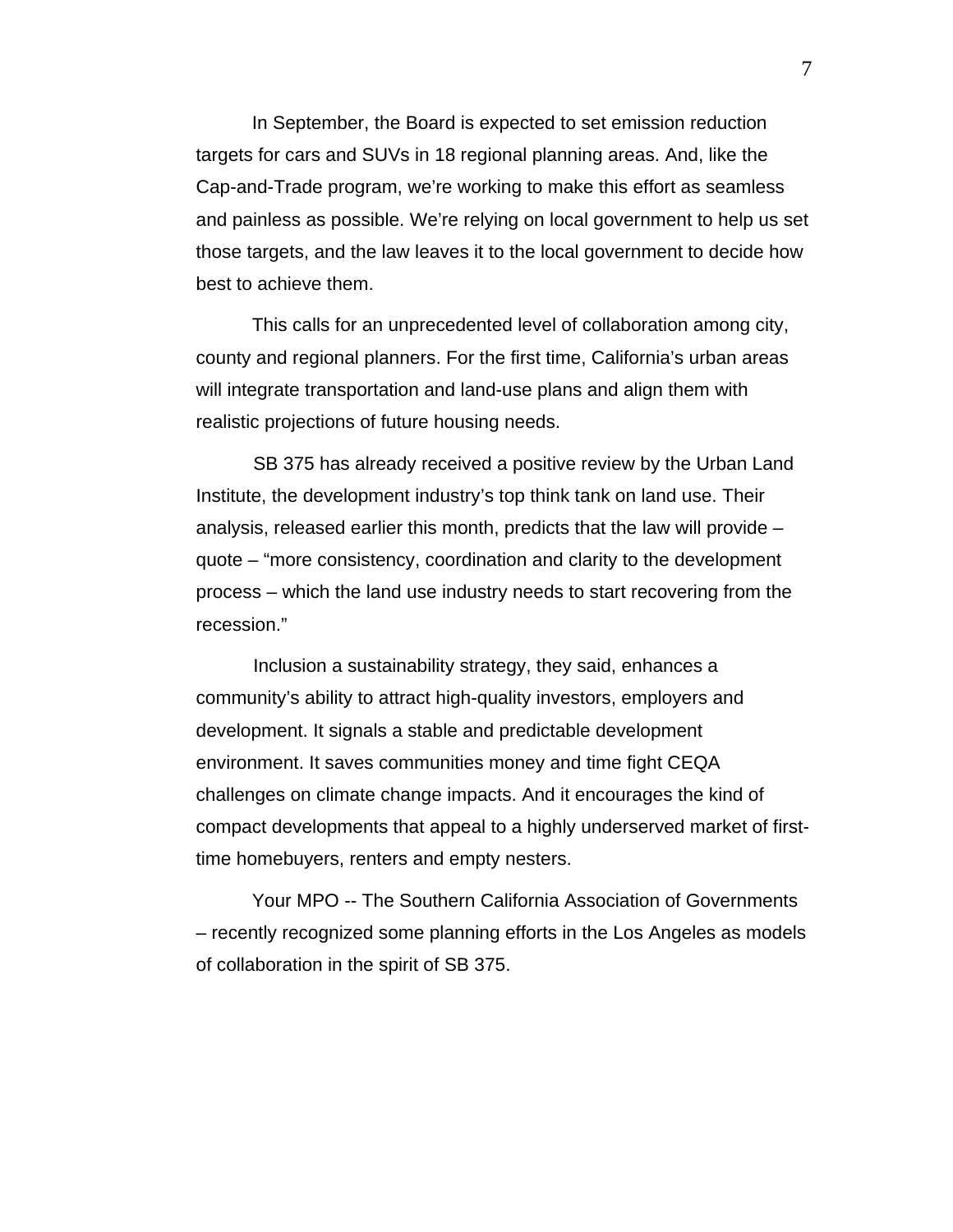In September, the Board is expected to set emission reduction targets for cars and SUVs in 18 regional planning areas. And, like the Cap-and-Trade program, we're working to make this effort as seamless and painless as possible. We're relying on local government to help us set those targets, and the law leaves it to the local government to decide how best to achieve them.

This calls for an unprecedented level of collaboration among city, county and regional planners. For the first time, California's urban areas will integrate transportation and land-use plans and align them with realistic projections of future housing needs.

SB 375 has already received a positive review by the Urban Land Institute, the development industry's top think tank on land use. Their analysis, released earlier this month, predicts that the law will provide – quote – "more consistency, coordination and clarity to the development process – which the land use industry needs to start recovering from the recession."

Inclusion a sustainability strategy, they said, enhances a community's ability to attract high-quality investors, employers and development. It signals a stable and predictable development environment. It saves communities money and time fight CEQA challenges on climate change impacts. And it encourages the kind of compact developments that appeal to a highly underserved market of first-time homebuyers, renters and empty nesters.

Your MPO -- The Southern California Association of Governments – recently recognized some planning efforts in the Los Angeles as models of collaboration in the spirit of SB 375.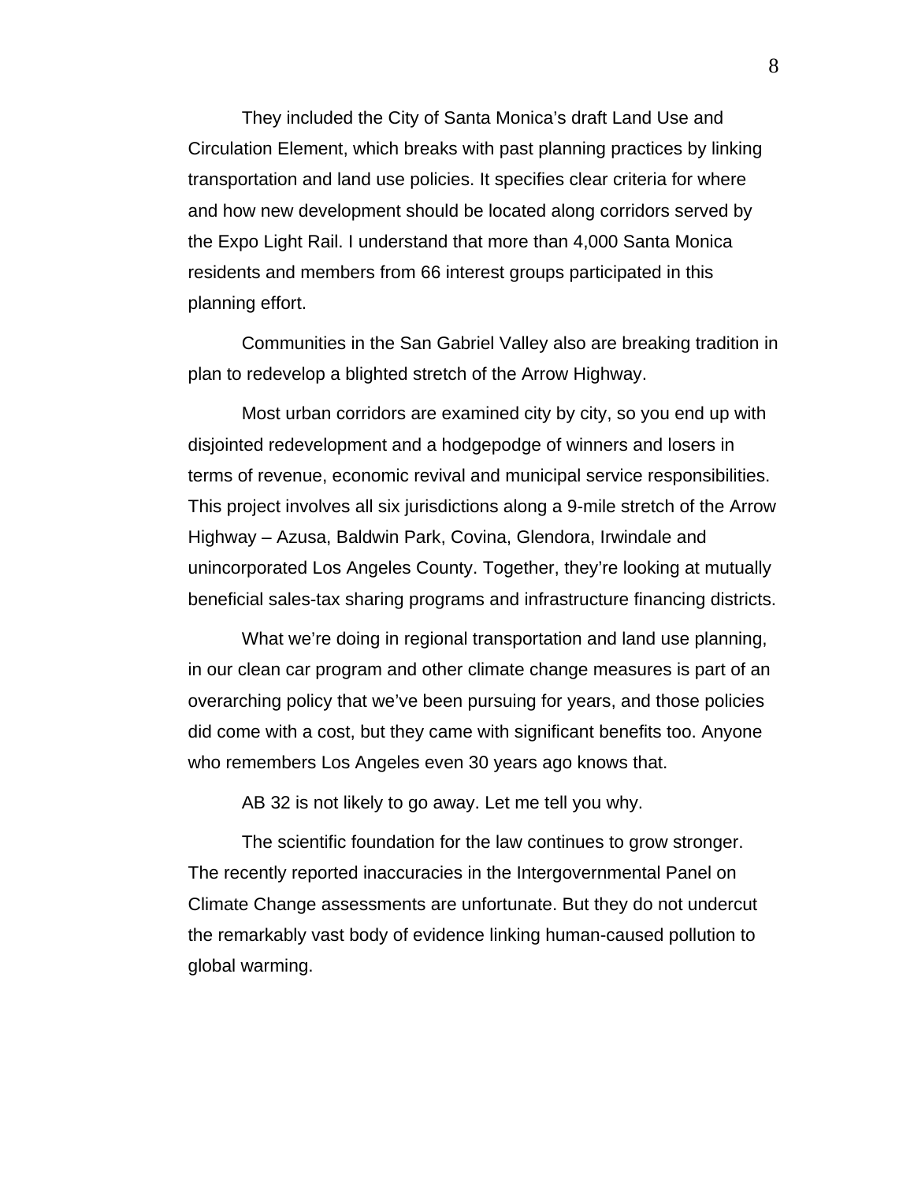They included the City of Santa Monica's draft Land Use and Circulation Element, which breaks with past planning practices by linking transportation and land use policies. It specifies clear criteria for where and how new development should be located along corridors served by the Expo Light Rail. I understand that more than 4,000 Santa Monica residents and members from 66 interest groups participated in this planning effort.

Communities in the San Gabriel Valley also are breaking tradition in plan to redevelop a blighted stretch of the Arrow Highway.

Most urban corridors are examined city by city, so you end up with disjointed redevelopment and a hodgepodge of winners and losers in terms of revenue, economic revival and municipal service responsibilities. This project involves all six jurisdictions along a 9-mile stretch of the Arrow Highway – Azusa, Baldwin Park, Covina, Glendora, Irwindale and unincorporated Los Angeles County. Together, they're looking at mutually beneficial sales-tax sharing programs and infrastructure financing districts.

What we're doing in regional transportation and land use planning, in our clean car program and other climate change measures is part of an overarching policy that we've been pursuing for years, and those policies did come with a cost, but they came with significant benefits too. Anyone who remembers Los Angeles even 30 years ago knows that.

AB 32 is not likely to go away. Let me tell you why.

The scientific foundation for the law continues to grow stronger. The recently reported inaccuracies in the Intergovernmental Panel on Climate Change assessments are unfortunate. But they do not undercut the remarkably vast body of evidence linking human-caused pollution to global warming.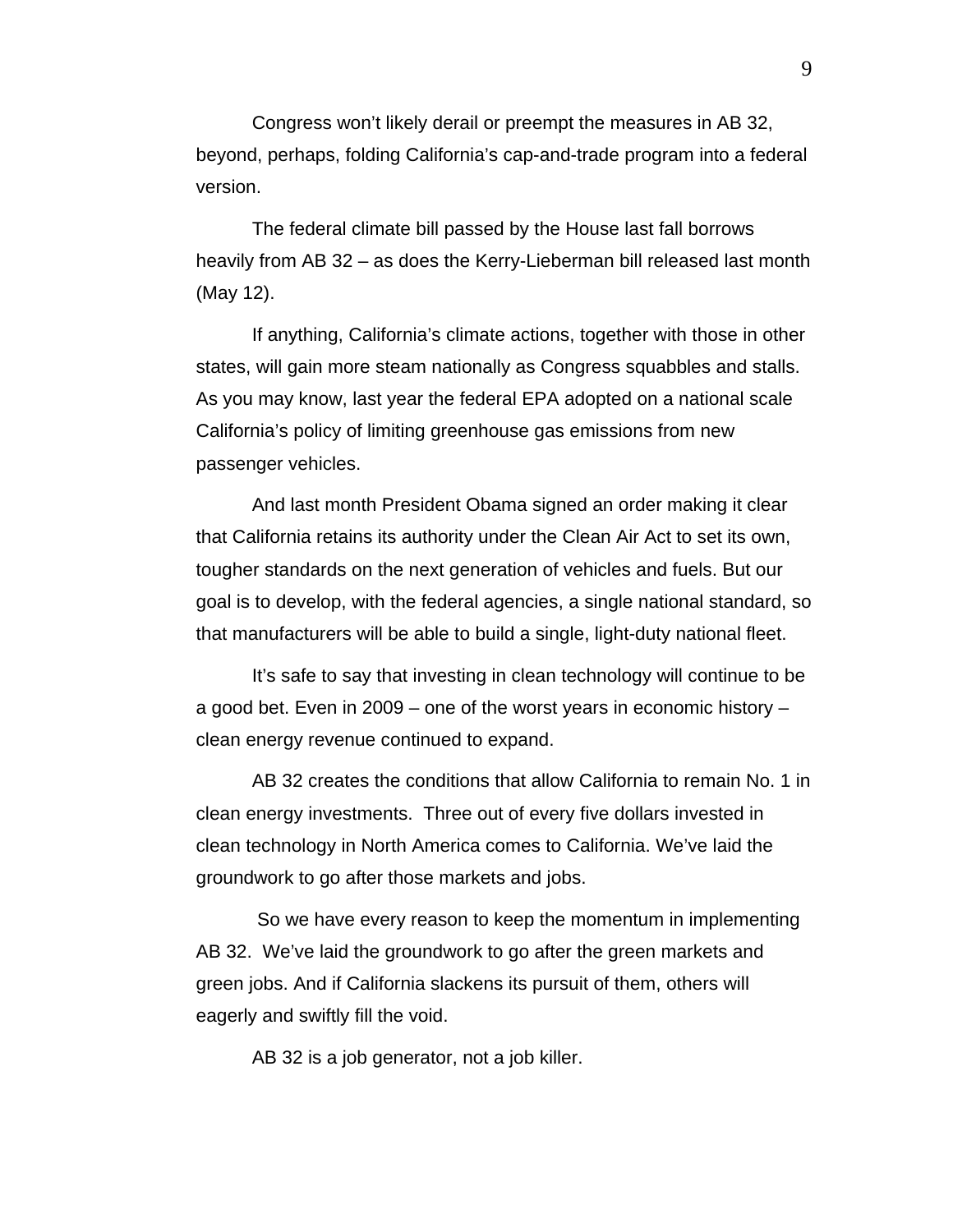Congress won't likely derail or preempt the measures in AB 32, beyond, perhaps, folding California's cap-and-trade program into a federal version.

The federal climate bill passed by the House last fall borrows heavily from AB 32 – as does the Kerry-Lieberman bill released last month (May 12).

If anything, California's climate actions, together with those in other states, will gain more steam nationally as Congress squabbles and stalls. As you may know, last year the federal EPA adopted on a national scale California's policy of limiting greenhouse gas emissions from new passenger vehicles.

And last month President Obama signed an order making it clear that California retains its authority under the Clean Air Act to set its own, tougher standards on the next generation of vehicles and fuels. But our goal is to develop, with the federal agencies, a single national standard, so that manufacturers will be able to build a single, light-duty national fleet.

It's safe to say that investing in clean technology will continue to be a good bet. Even in 2009 – one of the worst years in economic history – clean energy revenue continued to expand.

AB 32 creates the conditions that allow California to remain No. 1 in clean energy investments. Three out of every five dollars invested in clean technology in North America comes to California. We've laid the groundwork to go after those markets and jobs.

So we have every reason to keep the momentum in implementing AB 32. We've laid the groundwork to go after the green markets and green jobs. And if California slackens its pursuit of them, others will eagerly and swiftly fill the void.

AB 32 is a job generator, not a job killer.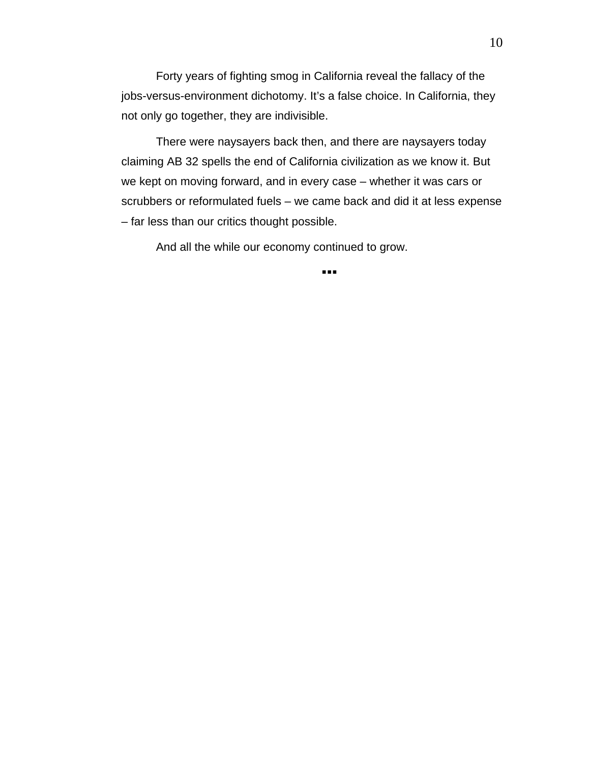Forty years of fighting smog in California reveal the fallacy of the jobs-versus-environment dichotomy. It's a false choice. In California, they not only go together, they are indivisible.

There were naysayers back then, and there are naysayers today claiming AB 32 spells the end of California civilization as we know it. But we kept on moving forward, and in every case – whether it was cars or scrubbers or reformulated fuels – we came back and did it at less expense – far less than our critics thought possible.

And all the while our economy continued to grow.

▪▪▪